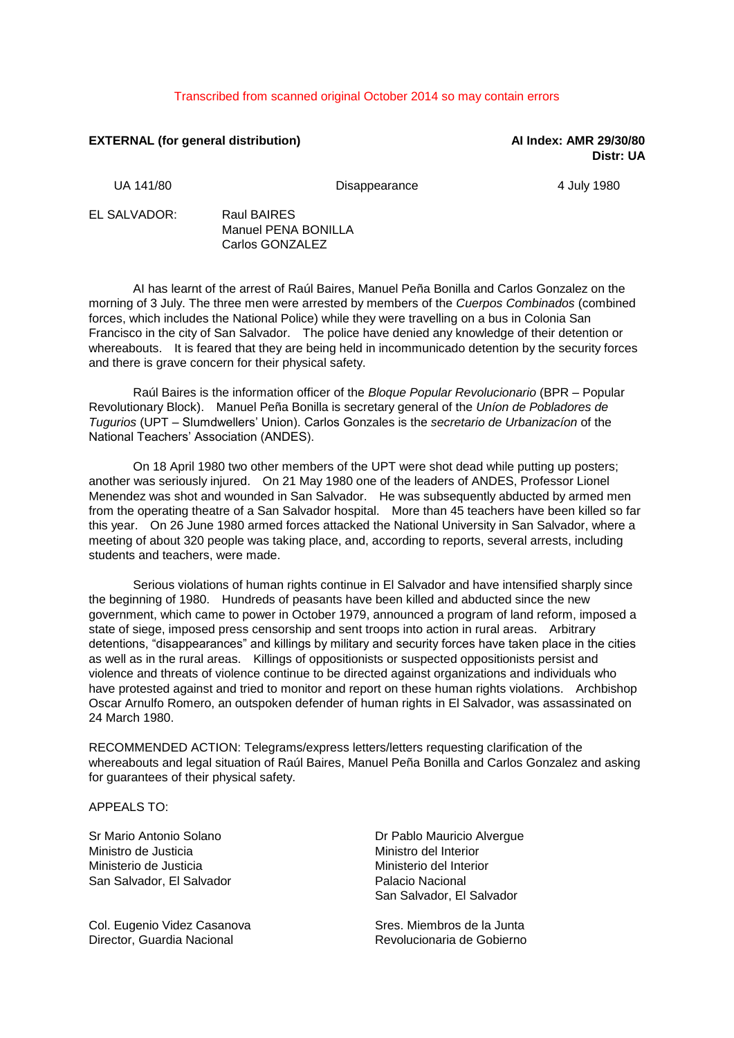Transcribed from scanned original October 2014 so may contain errors

**EXTERNAL (for general distribution)**

**AI Index: AMR 29/30/80**
**Distr: UA**

UA 141/80 Disappearance 4 July 1980

EL SALVADOR: Raul BAIRES
Manuel PENA BONILLA
Carlos GONZALEZ

AI has learnt of the arrest of Raúl Baires, Manuel Peña Bonilla and Carlos Gonzalez on the morning of 3 July. The three men were arrested by members of the *Cuerpos Combinados* (combined forces, which includes the National Police) while they were travelling on a bus in Colonia San Francisco in the city of San Salvador. The police have denied any knowledge of their detention or whereabouts. It is feared that they are being held in incommunicado detention by the security forces and there is grave concern for their physical safety.

Raúl Baires is the information officer of the *Bloque Popular Revolucionario* (BPR – Popular Revolutionary Block). Manuel Peña Bonilla is secretary general of the *Uníon de Pobladores de Tugurios* (UPT – Slumdwellers' Union). Carlos Gonzales is the *secretario de Urbanizacíon* of the National Teachers' Association (ANDES).

On 18 April 1980 two other members of the UPT were shot dead while putting up posters; another was seriously injured. On 21 May 1980 one of the leaders of ANDES, Professor Lionel Menendez was shot and wounded in San Salvador. He was subsequently abducted by armed men from the operating theatre of a San Salvador hospital. More than 45 teachers have been killed so far this year. On 26 June 1980 armed forces attacked the National University in San Salvador, where a meeting of about 320 people was taking place, and, according to reports, several arrests, including students and teachers, were made.

Serious violations of human rights continue in El Salvador and have intensified sharply since the beginning of 1980. Hundreds of peasants have been killed and abducted since the new government, which came to power in October 1979, announced a program of land reform, imposed a state of siege, imposed press censorship and sent troops into action in rural areas. Arbitrary detentions, "disappearances" and killings by military and security forces have taken place in the cities as well as in the rural areas. Killings of oppositionists or suspected oppositionists persist and violence and threats of violence continue to be directed against organizations and individuals who have protested against and tried to monitor and report on these human rights violations. Archbishop Oscar Arnulfo Romero, an outspoken defender of human rights in El Salvador, was assassinated on 24 March 1980.

RECOMMENDED ACTION: Telegrams/express letters/letters requesting clarification of the whereabouts and legal situation of Raúl Baires, Manuel Peña Bonilla and Carlos Gonzalez and asking for guarantees of their physical safety.

APPEALS TO:

Sr Mario Antonio Solano
Ministro de Justicia
Ministerio de Justicia
San Salvador, El Salvador

Dr Pablo Mauricio Alvergue
Ministro del Interior
Ministerio del Interior
Palacio Nacional
San Salvador, El Salvador

Col. Eugenio Videz Casanova
Director, Guardia Nacional

Sres. Miembros de la Junta
Revolucionaria de Gobierno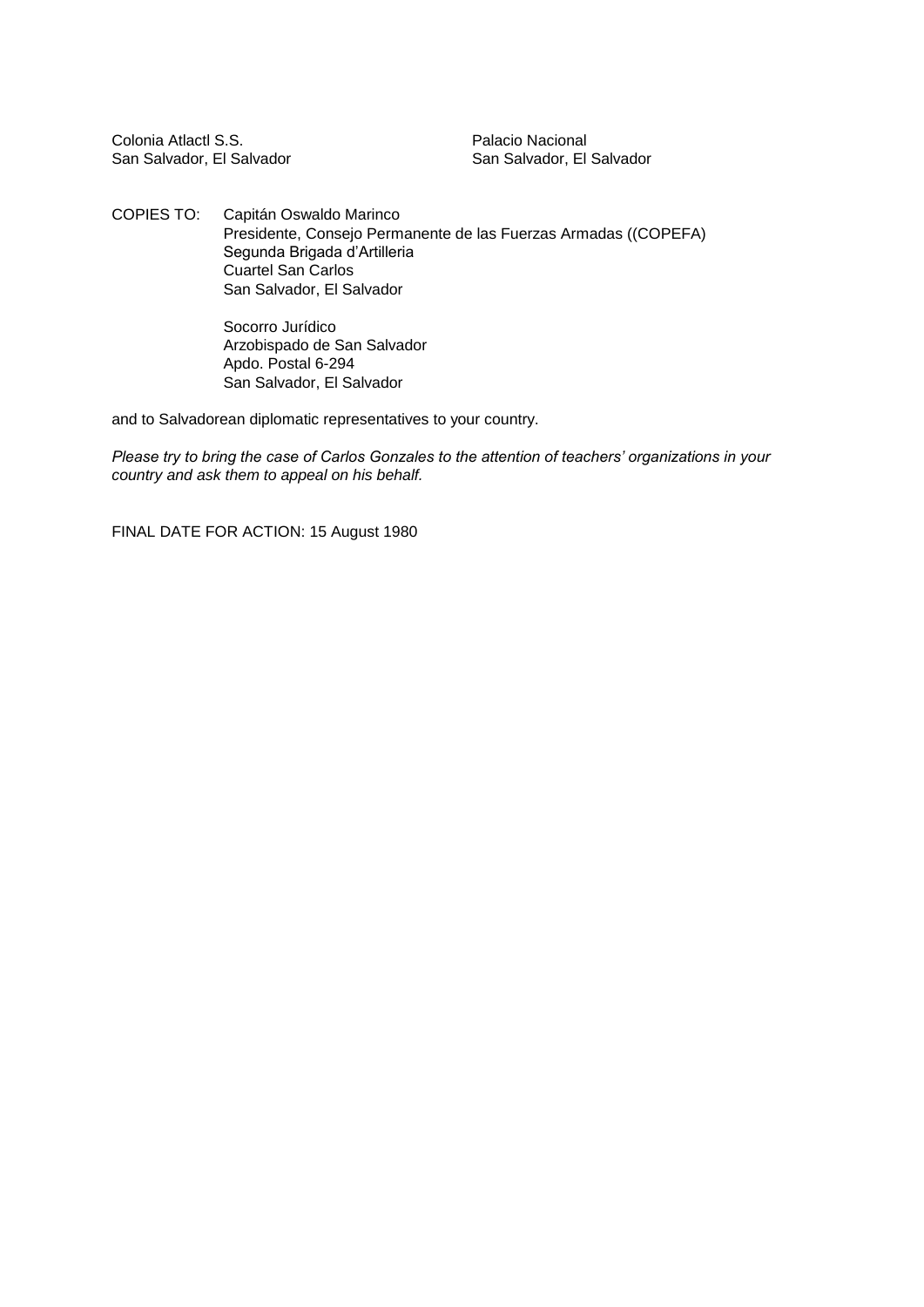Colonia Atlactl S.S.
San Salvador, El Salvador

Palacio Nacional
San Salvador, El Salvador

COPIES TO: Capitán Oswaldo Marinco
Presidente, Consejo Permanente de las Fuerzas Armadas ((COPEFA)
Segunda Brigada d'Artilleria
Cuartel San Carlos
San Salvador, El Salvador

Socorro Jurídico
Arzobispado de San Salvador
Apdo. Postal 6-294
San Salvador, El Salvador

and to Salvadorean diplomatic representatives to your country.

*Please try to bring the case of Carlos Gonzales to the attention of teachers' organizations in your country and ask them to appeal on his behalf.*

FINAL DATE FOR ACTION: 15 August 1980